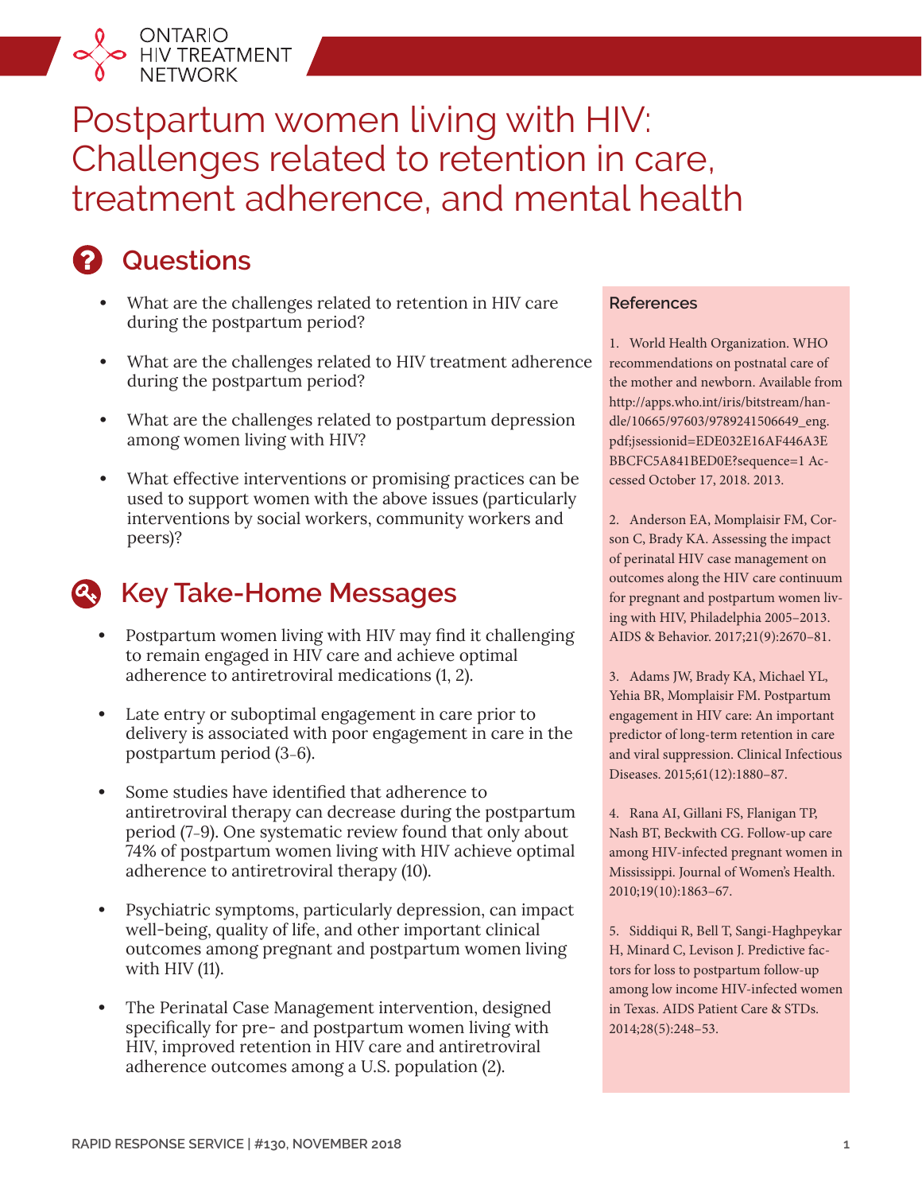ONTARIO HIV TREATMENT NETWORK

# Postpartum women living with HIV: Challenges related to retention in care, treatment adherence, and mental health

## Questions

- What are the challenges related to retention in HIV care during the postpartum period?
- What are the challenges related to HIV treatment adherence during the postpartum period?
- What are the challenges related to postpartum depression among women living with HIV?
- What effective interventions or promising practices can be used to support women with the above issues (particularly interventions by social workers, community workers and peers)?

## Key Take-Home Messages

- Postpartum women living with HIV may find it challenging to remain engaged in HIV care and achieve optimal adherence to antiretroviral medications (1, 2).
- Late entry or suboptimal engagement in care prior to delivery is associated with poor engagement in care in the postpartum period (3-6).
- Some studies have identified that adherence to antiretroviral therapy can decrease during the postpartum period (7-9). One systematic review found that only about 74% of postpartum women living with HIV achieve optimal adherence to antiretroviral therapy (10).
- Psychiatric symptoms, particularly depression, can impact well-being, quality of life, and other important clinical outcomes among pregnant and postpartum women living with HIV (11).
- The Perinatal Case Management intervention, designed specifically for pre- and postpartum women living with HIV, improved retention in HIV care and antiretroviral adherence outcomes among a U.S. population (2).

### References

1. World Health Organization. WHO recommendations on postnatal care of the mother and newborn. Available from http://apps.who.int/iris/bitstream/handle/10665/97603/9789241506649_eng.pdf;jsessionid=EDE032E16AF446A3EBBCFC5A841BED0E?sequence=1 Accessed October 17, 2018. 2013.

2. Anderson EA, Momplaisir FM, Corson C, Brady KA. Assessing the impact of perinatal HIV case management on outcomes along the HIV care continuum for pregnant and postpartum women living with HIV, Philadelphia 2005–2013. AIDS & Behavior. 2017;21(9):2670–81.

3. Adams JW, Brady KA, Michael YL, Yehia BR, Momplaisir FM. Postpartum engagement in HIV care: An important predictor of long-term retention in care and viral suppression. Clinical Infectious Diseases. 2015;61(12):1880–87.

4. Rana AI, Gillani FS, Flanigan TP, Nash BT, Beckwith CG. Follow-up care among HIV-infected pregnant women in Mississippi. Journal of Women's Health. 2010;19(10):1863–67.

5. Siddiqui R, Bell T, Sangi-Haghpeykar H, Minard C, Levison J. Predictive factors for loss to postpartum follow-up among low income HIV-infected women in Texas. AIDS Patient Care & STDs. 2014;28(5):248–53.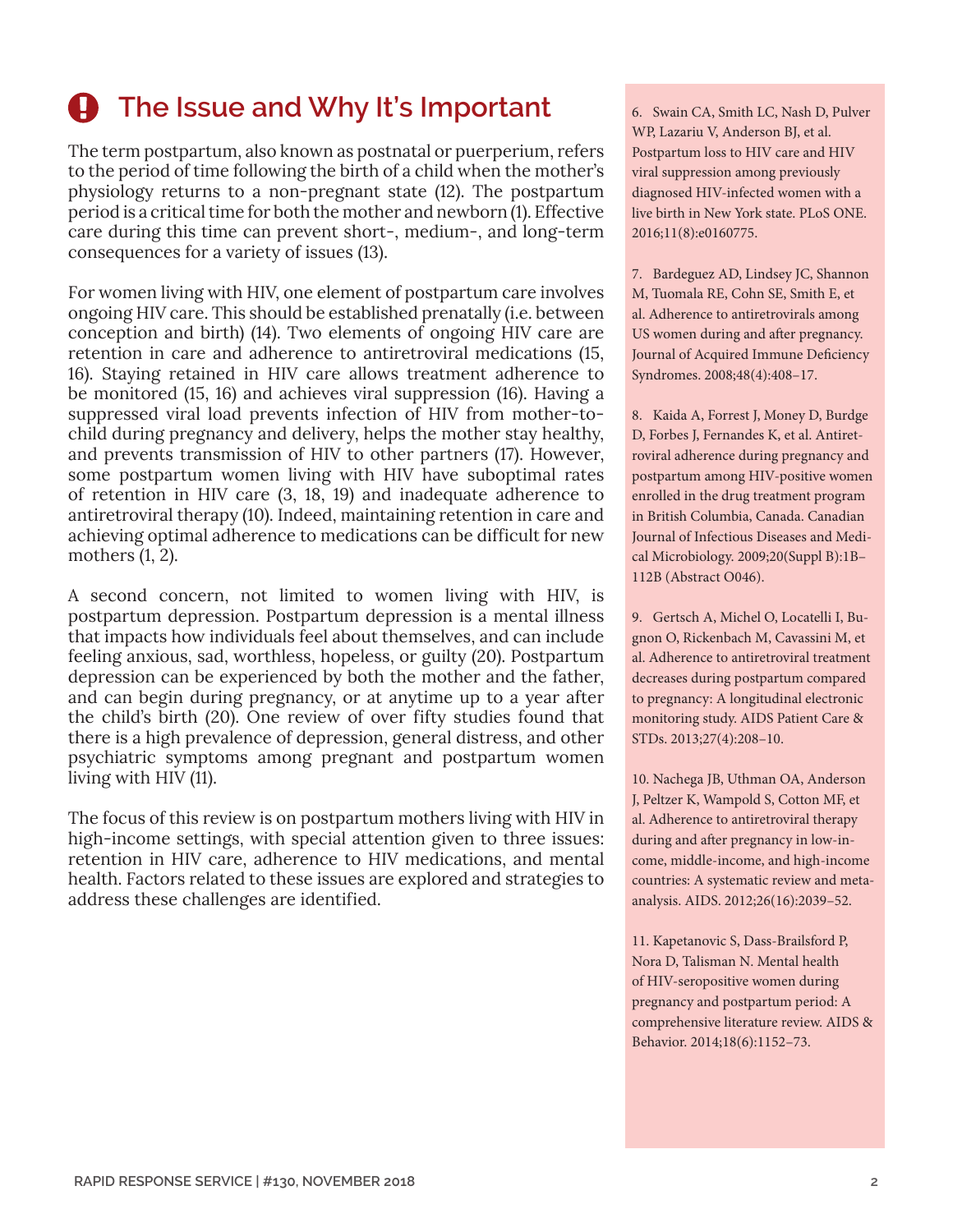## The Issue and Why It's Important

The term postpartum, also known as postnatal or puerperium, refers to the period of time following the birth of a child when the mother's physiology returns to a non-pregnant state (12). The postpartum period is a critical time for both the mother and newborn (1). Effective care during this time can prevent short-, medium-, and long-term consequences for a variety of issues (13).

For women living with HIV, one element of postpartum care involves ongoing HIV care. This should be established prenatally (i.e. between conception and birth) (14). Two elements of ongoing HIV care are retention in care and adherence to antiretroviral medications (15, 16). Staying retained in HIV care allows treatment adherence to be monitored (15, 16) and achieves viral suppression (16). Having a suppressed viral load prevents infection of HIV from mother-to-child during pregnancy and delivery, helps the mother stay healthy, and prevents transmission of HIV to other partners (17). However, some postpartum women living with HIV have suboptimal rates of retention in HIV care (3, 18, 19) and inadequate adherence to antiretroviral therapy (10). Indeed, maintaining retention in care and achieving optimal adherence to medications can be difficult for new mothers (1, 2).

A second concern, not limited to women living with HIV, is postpartum depression. Postpartum depression is a mental illness that impacts how individuals feel about themselves, and can include feeling anxious, sad, worthless, hopeless, or guilty (20). Postpartum depression can be experienced by both the mother and the father, and can begin during pregnancy, or at anytime up to a year after the child's birth (20). One review of over fifty studies found that there is a high prevalence of depression, general distress, and other psychiatric symptoms among pregnant and postpartum women living with HIV (11).

The focus of this review is on postpartum mothers living with HIV in high-income settings, with special attention given to three issues: retention in HIV care, adherence to HIV medications, and mental health. Factors related to these issues are explored and strategies to address these challenges are identified.

6. Swain CA, Smith LC, Nash D, Pulver WP, Lazariu V, Anderson BJ, et al. Postpartum loss to HIV care and HIV viral suppression among previously diagnosed HIV-infected women with a live birth in New York state. PLoS ONE. 2016;11(8):e0160775.

7. Bardeguez AD, Lindsey JC, Shannon M, Tuomala RE, Cohn SE, Smith E, et al. Adherence to antiretrovirals among US women during and after pregnancy. Journal of Acquired Immune Deficiency Syndromes. 2008;48(4):408–17.

8. Kaida A, Forrest J, Money D, Burdge D, Forbes J, Fernandes K, et al. Antiretroviral adherence during pregnancy and postpartum among HIV-positive women enrolled in the drug treatment program in British Columbia, Canada. Canadian Journal of Infectious Diseases and Medical Microbiology. 2009;20(Suppl B):1B–112B (Abstract O046).

9. Gertsch A, Michel O, Locatelli I, Bugnon O, Rickenbach M, Cavassini M, et al. Adherence to antiretroviral treatment decreases during postpartum compared to pregnancy: A longitudinal electronic monitoring study. AIDS Patient Care & STDs. 2013;27(4):208–10.

10. Nachega JB, Uthman OA, Anderson J, Peltzer K, Wampold S, Cotton MF, et al. Adherence to antiretroviral therapy during and after pregnancy in low-income, middle-income, and high-income countries: A systematic review and meta-analysis. AIDS. 2012;26(16):2039–52.

11. Kapetanovic S, Dass-Brailsford P, Nora D, Talisman N. Mental health of HIV-seropositive women during pregnancy and postpartum period: A comprehensive literature review. AIDS & Behavior. 2014;18(6):1152–73.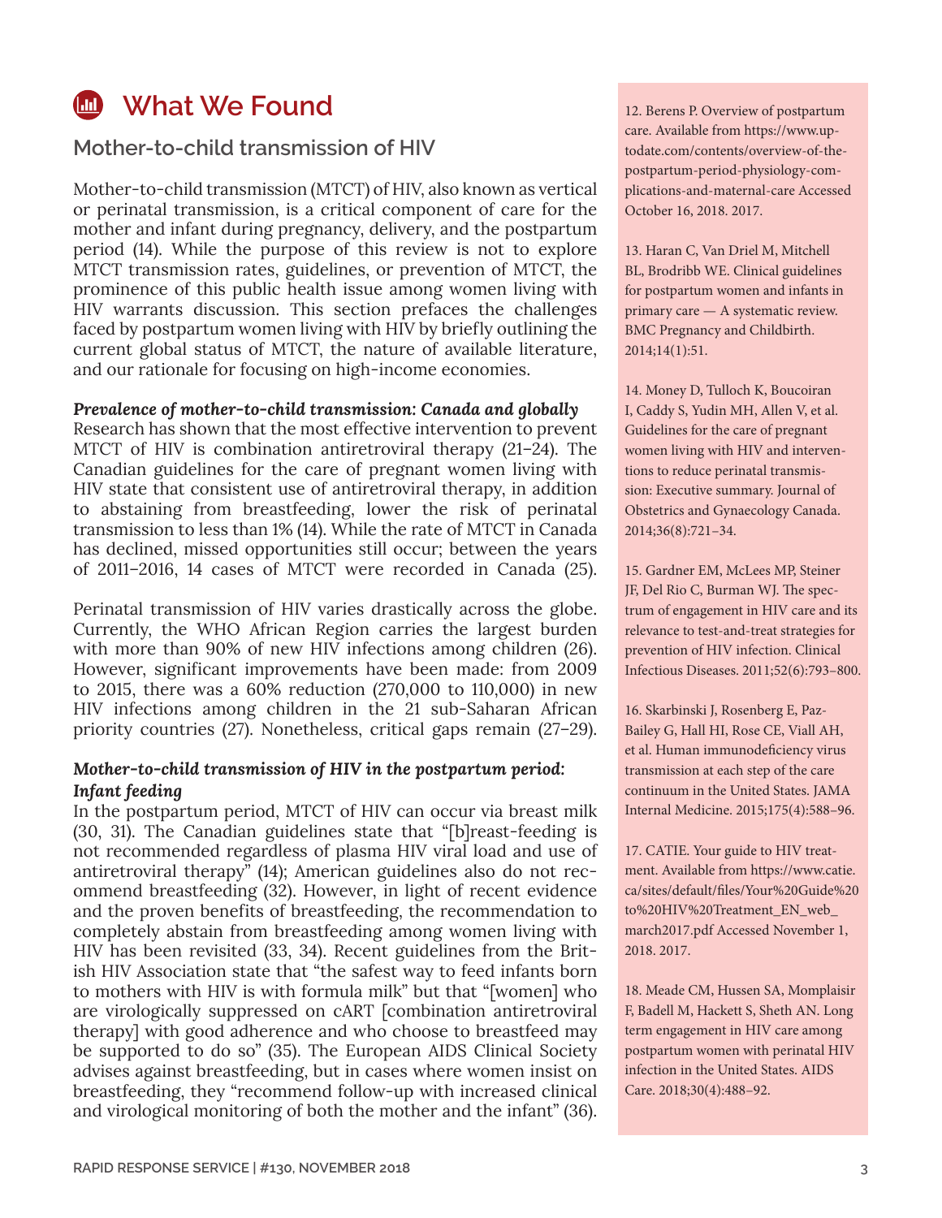# What We Found

## Mother-to-child transmission of HIV

Mother-to-child transmission (MTCT) of HIV, also known as vertical or perinatal transmission, is a critical component of care for the mother and infant during pregnancy, delivery, and the postpartum period (14). While the purpose of this review is not to explore MTCT transmission rates, guidelines, or prevention of MTCT, the prominence of this public health issue among women living with HIV warrants discussion. This section prefaces the challenges faced by postpartum women living with HIV by briefly outlining the current global status of MTCT, the nature of available literature, and our rationale for focusing on high-income economies.

***Prevalence of mother-to-child transmission: Canada and globally***

Research has shown that the most effective intervention to prevent MTCT of HIV is combination antiretroviral therapy (21–24). The Canadian guidelines for the care of pregnant women living with HIV state that consistent use of antiretroviral therapy, in addition to abstaining from breastfeeding, lower the risk of perinatal transmission to less than 1% (14). While the rate of MTCT in Canada has declined, missed opportunities still occur; between the years of 2011–2016, 14 cases of MTCT were recorded in Canada (25).

Perinatal transmission of HIV varies drastically across the globe. Currently, the WHO African Region carries the largest burden with more than 90% of new HIV infections among children (26). However, significant improvements have been made: from 2009 to 2015, there was a 60% reduction (270,000 to 110,000) in new HIV infections among children in the 21 sub-Saharan African priority countries (27). Nonetheless, critical gaps remain (27–29).

***Mother-to-child transmission of HIV in the postpartum period: Infant feeding***

In the postpartum period, MTCT of HIV can occur via breast milk (30, 31). The Canadian guidelines state that "[b]reast-feeding is not recommended regardless of plasma HIV viral load and use of antiretroviral therapy" (14); American guidelines also do not recommend breastfeeding (32). However, in light of recent evidence and the proven benefits of breastfeeding, the recommendation to completely abstain from breastfeeding among women living with HIV has been revisited (33, 34). Recent guidelines from the British HIV Association state that "the safest way to feed infants born to mothers with HIV is with formula milk" but that "[women] who are virologically suppressed on cART [combination antiretroviral therapy] with good adherence and who choose to breastfeed may be supported to do so" (35). The European AIDS Clinical Society advises against breastfeeding, but in cases where women insist on breastfeeding, they "recommend follow-up with increased clinical and virological monitoring of both the mother and the infant" (36).

12. Berens P. Overview of postpartum care. Available from https://www.uptodate.com/contents/overview-of-the-postpartum-period-physiology-complications-and-maternal-care Accessed October 16, 2018. 2017.

13. Haran C, Van Driel M, Mitchell BL, Brodribb WE. Clinical guidelines for postpartum women and infants in primary care — A systematic review. BMC Pregnancy and Childbirth. 2014;14(1):51.

14. Money D, Tulloch K, Boucoiran I, Caddy S, Yudin MH, Allen V, et al. Guidelines for the care of pregnant women living with HIV and interventions to reduce perinatal transmission: Executive summary. Journal of Obstetrics and Gynaecology Canada. 2014;36(8):721–34.

15. Gardner EM, McLees MP, Steiner JF, Del Rio C, Burman WJ. The spectrum of engagement in HIV care and its relevance to test-and-treat strategies for prevention of HIV infection. Clinical Infectious Diseases. 2011;52(6):793–800.

16. Skarbinski J, Rosenberg E, Paz-Bailey G, Hall HI, Rose CE, Viall AH, et al. Human immunodeficiency virus transmission at each step of the care continuum in the United States. JAMA Internal Medicine. 2015;175(4):588–96.

17. CATIE. Your guide to HIV treatment. Available from https://www.catie.ca/sites/default/files/Your%20Guide%20to%20HIV%20Treatment_EN_web_march2017.pdf Accessed November 1, 2018. 2017.

18. Meade CM, Hussen SA, Momplaisir F, Badell M, Hackett S, Sheth AN. Long term engagement in HIV care among postpartum women with perinatal HIV infection in the United States. AIDS Care. 2018;30(4):488–92.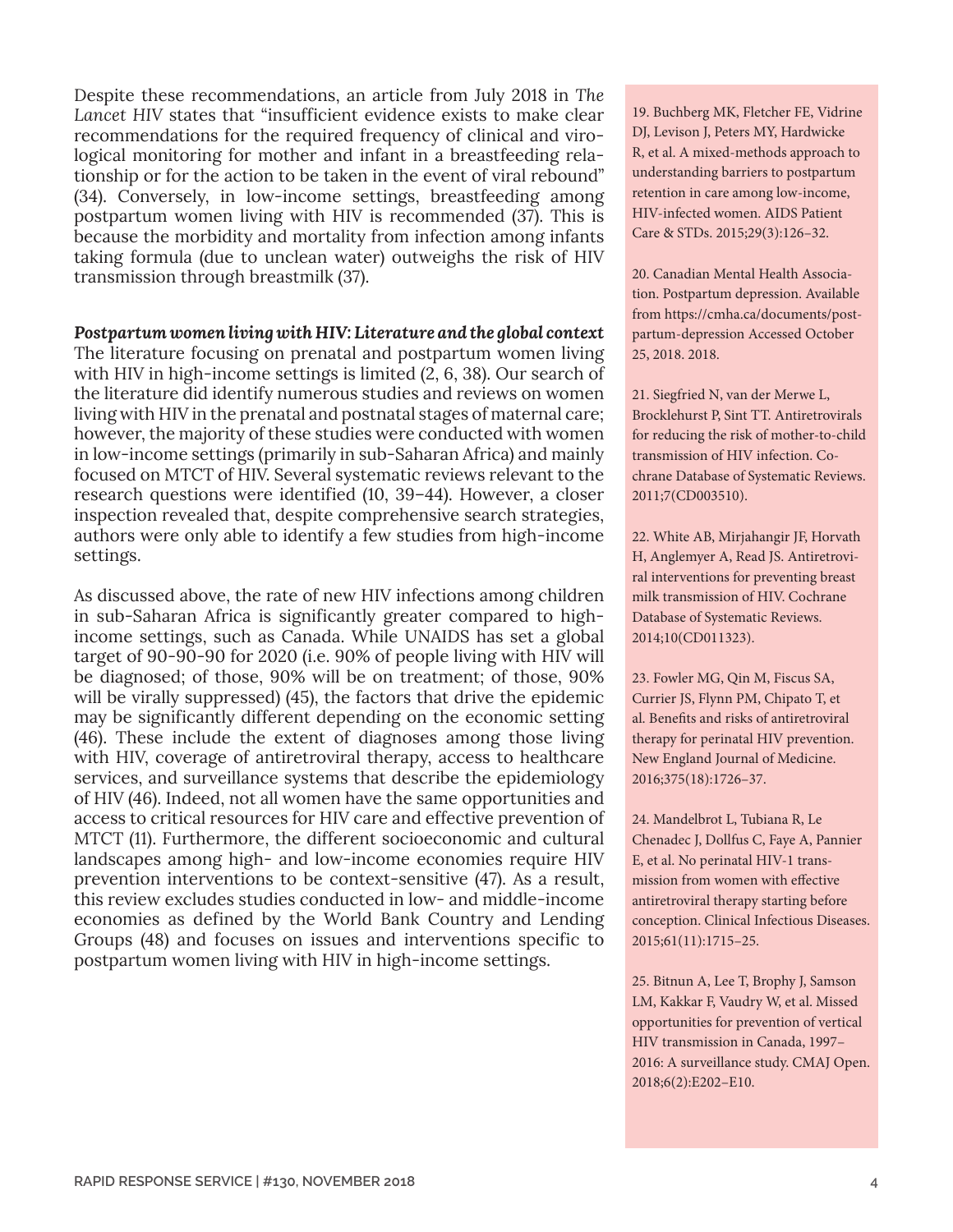Despite these recommendations, an article from July 2018 in *The Lancet HIV* states that "insufficient evidence exists to make clear recommendations for the required frequency of clinical and virological monitoring for mother and infant in a breastfeeding relationship or for the action to be taken in the event of viral rebound" (34). Conversely, in low-income settings, breastfeeding among postpartum women living with HIV is recommended (37). This is because the morbidity and mortality from infection among infants taking formula (due to unclean water) outweighs the risk of HIV transmission through breastmilk (37).

***Postpartum women living with HIV: Literature and the global context***

The literature focusing on prenatal and postpartum women living with HIV in high-income settings is limited (2, 6, 38). Our search of the literature did identify numerous studies and reviews on women living with HIV in the prenatal and postnatal stages of maternal care; however, the majority of these studies were conducted with women in low-income settings (primarily in sub-Saharan Africa) and mainly focused on MTCT of HIV. Several systematic reviews relevant to the research questions were identified (10, 39–44). However, a closer inspection revealed that, despite comprehensive search strategies, authors were only able to identify a few studies from high-income settings.

As discussed above, the rate of new HIV infections among children in sub-Saharan Africa is significantly greater compared to high-income settings, such as Canada. While UNAIDS has set a global target of 90-90-90 for 2020 (i.e. 90% of people living with HIV will be diagnosed; of those, 90% will be on treatment; of those, 90% will be virally suppressed) (45), the factors that drive the epidemic may be significantly different depending on the economic setting (46). These include the extent of diagnoses among those living with HIV, coverage of antiretroviral therapy, access to healthcare services, and surveillance systems that describe the epidemiology of HIV (46). Indeed, not all women have the same opportunities and access to critical resources for HIV care and effective prevention of MTCT (11). Furthermore, the different socioeconomic and cultural landscapes among high- and low-income economies require HIV prevention interventions to be context-sensitive (47). As a result, this review excludes studies conducted in low- and middle-income economies as defined by the World Bank Country and Lending Groups (48) and focuses on issues and interventions specific to postpartum women living with HIV in high-income settings.

19. Buchberg MK, Fletcher FE, Vidrine DJ, Levison J, Peters MY, Hardwicke R, et al. A mixed-methods approach to understanding barriers to postpartum retention in care among low-income, HIV-infected women. AIDS Patient Care & STDs. 2015;29(3):126–32.

20. Canadian Mental Health Association. Postpartum depression. Available from https://cmha.ca/documents/postpartum-depression Accessed October 25, 2018. 2018.

21. Siegfried N, van der Merwe L, Brocklehurst P, Sint TT. Antiretrovirals for reducing the risk of mother-to-child transmission of HIV infection. Cochrane Database of Systematic Reviews. 2011;7(CD003510).

22. White AB, Mirjahangir JF, Horvath H, Anglemyer A, Read JS. Antiretroviral interventions for preventing breast milk transmission of HIV. Cochrane Database of Systematic Reviews. 2014;10(CD011323).

23. Fowler MG, Qin M, Fiscus SA, Currier JS, Flynn PM, Chipato T, et al. Benefits and risks of antiretroviral therapy for perinatal HIV prevention. New England Journal of Medicine. 2016;375(18):1726–37.

24. Mandelbrot L, Tubiana R, Le Chenadec J, Dollfus C, Faye A, Pannier E, et al. No perinatal HIV-1 transmission from women with effective antiretroviral therapy starting before conception. Clinical Infectious Diseases. 2015;61(11):1715–25.

25. Bitnun A, Lee T, Brophy J, Samson LM, Kakkar F, Vaudry W, et al. Missed opportunities for prevention of vertical HIV transmission in Canada, 1997–2016: A surveillance study. CMAJ Open. 2018;6(2):E202–E10.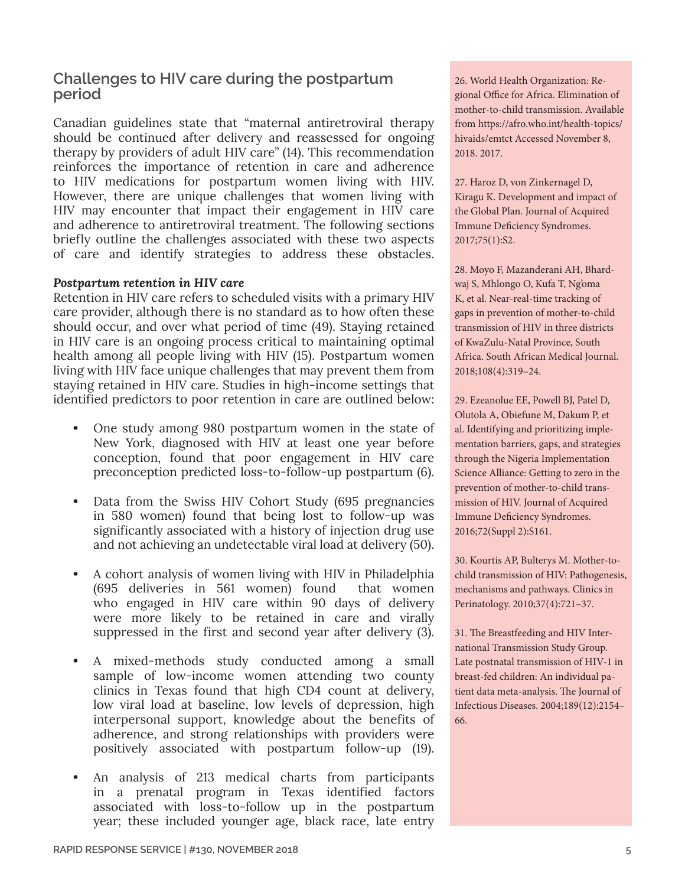## Challenges to HIV care during the postpartum period

Canadian guidelines state that “maternal antiretroviral therapy should be continued after delivery and reassessed for ongoing therapy by providers of adult HIV care” (14). This recommendation reinforces the importance of retention in care and adherence to HIV medications for postpartum women living with HIV. However, there are unique challenges that women living with HIV may encounter that impact their engagement in HIV care and adherence to antiretroviral treatment. The following sections briefly outline the challenges associated with these two aspects of care and identify strategies to address these obstacles.

***Postpartum retention in HIV care***

Retention in HIV care refers to scheduled visits with a primary HIV care provider, although there is no standard as to how often these should occur, and over what period of time (49). Staying retained in HIV care is an ongoing process critical to maintaining optimal health among all people living with HIV (15). Postpartum women living with HIV face unique challenges that may prevent them from staying retained in HIV care. Studies in high-income settings that identified predictors to poor retention in care are outlined below:

- One study among 980 postpartum women in the state of New York, diagnosed with HIV at least one year before conception, found that poor engagement in HIV care preconception predicted loss-to-follow-up postpartum (6).
- Data from the Swiss HIV Cohort Study (695 pregnancies in 580 women) found that being lost to follow-up was significantly associated with a history of injection drug use and not achieving an undetectable viral load at delivery (50).
- A cohort analysis of women living with HIV in Philadelphia (695 deliveries in 561 women) found that women who engaged in HIV care within 90 days of delivery were more likely to be retained in care and virally suppressed in the first and second year after delivery (3).
- A mixed-methods study conducted among a small sample of low-income women attending two county clinics in Texas found that high CD4 count at delivery, low viral load at baseline, low levels of depression, high interpersonal support, knowledge about the benefits of adherence, and strong relationships with providers were positively associated with postpartum follow-up (19).
- An analysis of 213 medical charts from participants in a prenatal program in Texas identified factors associated with loss-to-follow up in the postpartum year; these included younger age, black race, late entry

26. World Health Organization: Regional Office for Africa. Elimination of mother-to-child transmission. Available from https://afro.who.int/health-topics/hivaids/emtct Accessed November 8, 2018. 2017.

27. Haroz D, von Zinkernagel D, Kiragu K. Development and impact of the Global Plan. Journal of Acquired Immune Deficiency Syndromes. 2017;75(1):S2.

28. Moyo F, Mazanderani AH, Bhardwaj S, Mhlongo O, Kufa T, Ng’oma K, et al. Near-real-time tracking of gaps in prevention of mother-to-child transmission of HIV in three districts of KwaZulu-Natal Province, South Africa. South African Medical Journal. 2018;108(4):319–24.

29. Ezeanolue EE, Powell BJ, Patel D, Olutola A, Obiefune M, Dakum P, et al. Identifying and prioritizing implementation barriers, gaps, and strategies through the Nigeria Implementation Science Alliance: Getting to zero in the prevention of mother-to-child transmission of HIV. Journal of Acquired Immune Deficiency Syndromes. 2016;72(Suppl 2):S161.

30. Kourtis AP, Bulterys M. Mother-to-child transmission of HIV: Pathogenesis, mechanisms and pathways. Clinics in Perinatology. 2010;37(4):721–37.

31. The Breastfeeding and HIV International Transmission Study Group. Late postnatal transmission of HIV-1 in breast-fed children: An individual patient data meta-analysis. The Journal of Infectious Diseases. 2004;189(12):2154–66.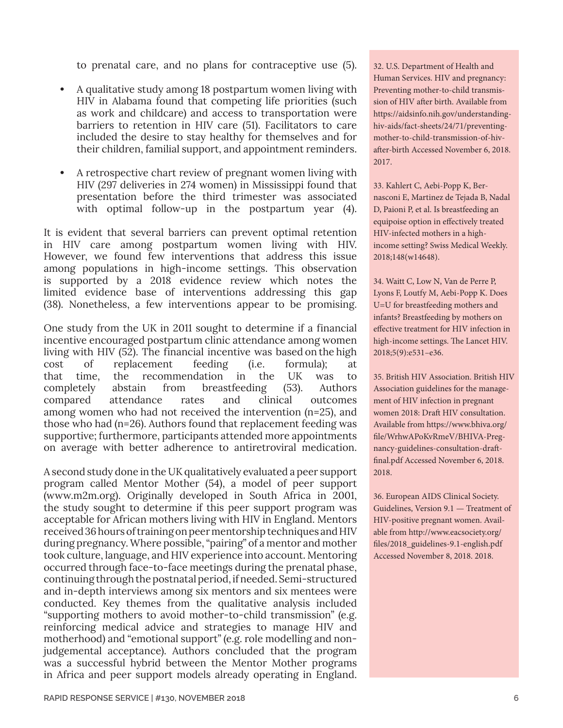to prenatal care, and no plans for contraceptive use (5).

- A qualitative study among 18 postpartum women living with HIV in Alabama found that competing life priorities (such as work and childcare) and access to transportation were barriers to retention in HIV care (51). Facilitators to care included the desire to stay healthy for themselves and for their children, familial support, and appointment reminders.
- A retrospective chart review of pregnant women living with HIV (297 deliveries in 274 women) in Mississippi found that presentation before the third trimester was associated with optimal follow-up in the postpartum year (4).

It is evident that several barriers can prevent optimal retention in HIV care among postpartum women living with HIV. However, we found few interventions that address this issue among populations in high-income settings. This observation is supported by a 2018 evidence review which notes the limited evidence base of interventions addressing this gap (38). Nonetheless, a few interventions appear to be promising.

One study from the UK in 2011 sought to determine if a financial incentive encouraged postpartum clinic attendance among women living with HIV (52). The financial incentive was based on the high cost of replacement feeding (i.e. formula); at that time, the recommendation in the UK was to completely abstain from breastfeeding (53). Authors compared attendance rates and clinical outcomes among women who had not received the intervention (n=25), and those who had (n=26). Authors found that replacement feeding was supportive; furthermore, participants attended more appointments on average with better adherence to antiretroviral medication.

A second study done in the UK qualitatively evaluated a peer support program called Mentor Mother (54), a model of peer support (www.m2m.org). Originally developed in South Africa in 2001, the study sought to determine if this peer support program was acceptable for African mothers living with HIV in England. Mentors received 36 hours of training on peer mentorship techniques and HIV during pregnancy. Where possible, "pairing" of a mentor and mother took culture, language, and HIV experience into account. Mentoring occurred through face-to-face meetings during the prenatal phase, continuing through the postnatal period, if needed. Semi-structured and in-depth interviews among six mentors and six mentees were conducted. Key themes from the qualitative analysis included "supporting mothers to avoid mother-to-child transmission" (e.g. reinforcing medical advice and strategies to manage HIV and motherhood) and "emotional support" (e.g. role modelling and non-judgemental acceptance). Authors concluded that the program was a successful hybrid between the Mentor Mother programs in Africa and peer support models already operating in England.

32. U.S. Department of Health and Human Services. HIV and pregnancy: Preventing mother-to-child transmission of HIV after birth. Available from https://aidsinfo.nih.gov/understanding-hiv-aids/fact-sheets/24/71/preventing-mother-to-child-transmission-of-hiv-after-birth Accessed November 6, 2018. 2017.

33. Kahlert C, Aebi-Popp K, Bernasconi E, Martinez de Tejada B, Nadal D, Paioni P, et al. Is breastfeeding an equipoise option in effectively treated HIV-infected mothers in a high-income setting? Swiss Medical Weekly. 2018;148(w14648).

34. Waitt C, Low N, Van de Perre P, Lyons F, Loutfy M, Aebi-Popp K. Does U=U for breastfeeding mothers and infants? Breastfeeding by mothers on effective treatment for HIV infection in high-income settings. The Lancet HIV. 2018;5(9):e531–e36.

35. British HIV Association. British HIV Association guidelines for the management of HIV infection in pregnant women 2018: Draft HIV consultation. Available from https://www.bhiva.org/file/WrhwAPoKvRmeV/BHIVA-Pregnancy-guidelines-consultation-draft-final.pdf Accessed November 6, 2018. 2018.

36. European AIDS Clinical Society. Guidelines, Version 9.1 — Treatment of HIV-positive pregnant women. Available from http://www.eacsociety.org/files/2018_guidelines-9.1-english.pdf Accessed November 8, 2018. 2018.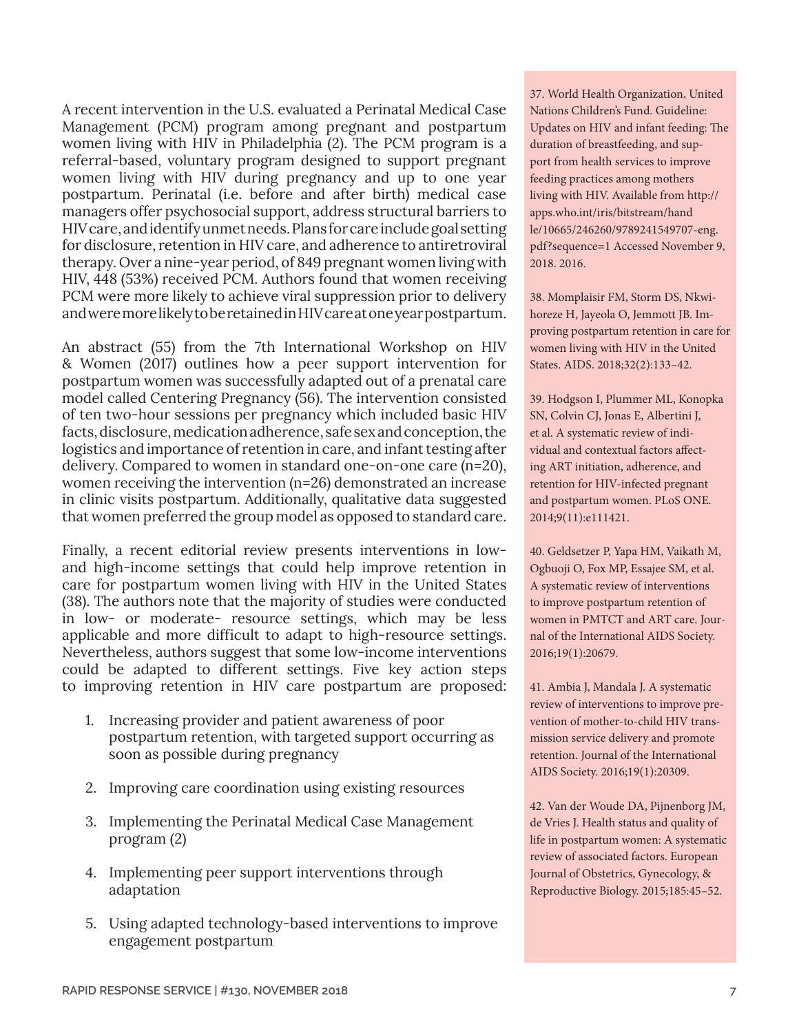A recent intervention in the U.S. evaluated a Perinatal Medical Case Management (PCM) program among pregnant and postpartum women living with HIV in Philadelphia (2). The PCM program is a referral-based, voluntary program designed to support pregnant women living with HIV during pregnancy and up to one year postpartum. Perinatal (i.e. before and after birth) medical case managers offer psychosocial support, address structural barriers to HIV care, and identify unmet needs. Plans for care include goal setting for disclosure, retention in HIV care, and adherence to antiretroviral therapy. Over a nine-year period, of 849 pregnant women living with HIV, 448 (53%) received PCM. Authors found that women receiving PCM were more likely to achieve viral suppression prior to delivery and were more likely to be retained in HIV care at one year postpartum.

An abstract (55) from the 7th International Workshop on HIV & Women (2017) outlines how a peer support intervention for postpartum women was successfully adapted out of a prenatal care model called Centering Pregnancy (56). The intervention consisted of ten two-hour sessions per pregnancy which included basic HIV facts, disclosure, medication adherence, safe sex and conception, the logistics and importance of retention in care, and infant testing after delivery. Compared to women in standard one-on-one care (n=20), women receiving the intervention (n=26) demonstrated an increase in clinic visits postpartum. Additionally, qualitative data suggested that women preferred the group model as opposed to standard care.

Finally, a recent editorial review presents interventions in low- and high-income settings that could help improve retention in care for postpartum women living with HIV in the United States (38). The authors note that the majority of studies were conducted in low- or moderate- resource settings, which may be less applicable and more difficult to adapt to high-resource settings. Nevertheless, authors suggest that some low-income interventions could be adapted to different settings. Five key action steps to improving retention in HIV care postpartum are proposed:

1. Increasing provider and patient awareness of poor postpartum retention, with targeted support occurring as soon as possible during pregnancy
2. Improving care coordination using existing resources
3. Implementing the Perinatal Medical Case Management program (2)
4. Implementing peer support interventions through adaptation
5. Using adapted technology-based interventions to improve engagement postpartum

37. World Health Organization, United Nations Children's Fund. Guideline: Updates on HIV and infant feeding: The duration of breastfeeding, and support from health services to improve feeding practices among mothers living with HIV. Available from http://apps.who.int/iris/bitstream/handle/10665/246260/9789241549707-eng.pdf?sequence=1 Accessed November 9, 2018. 2016.

38. Momplaisir FM, Storm DS, Nkwihoreze H, Jayeola O, Jemmott JB. Improving postpartum retention in care for women living with HIV in the United States. AIDS. 2018;32(2):133–42.

39. Hodgson I, Plummer ML, Konopka SN, Colvin CJ, Jonas E, Albertini J, et al. A systematic review of individual and contextual factors affecting ART initiation, adherence, and retention for HIV-infected pregnant and postpartum women. PLoS ONE. 2014;9(11):e111421.

40. Geldsetzer P, Yapa HM, Vaikath M, Ogbuoji O, Fox MP, Essajee SM, et al. A systematic review of interventions to improve postpartum retention of women in PMTCT and ART care. Journal of the International AIDS Society. 2016;19(1):20679.

41. Ambia J, Mandala J. A systematic review of interventions to improve prevention of mother-to-child HIV transmission service delivery and promote retention. Journal of the International AIDS Society. 2016;19(1):20309.

42. Van der Woude DA, Pijnenborg JM, de Vries J. Health status and quality of life in postpartum women: A systematic review of associated factors. European Journal of Obstetrics, Gynecology, & Reproductive Biology. 2015;185:45–52.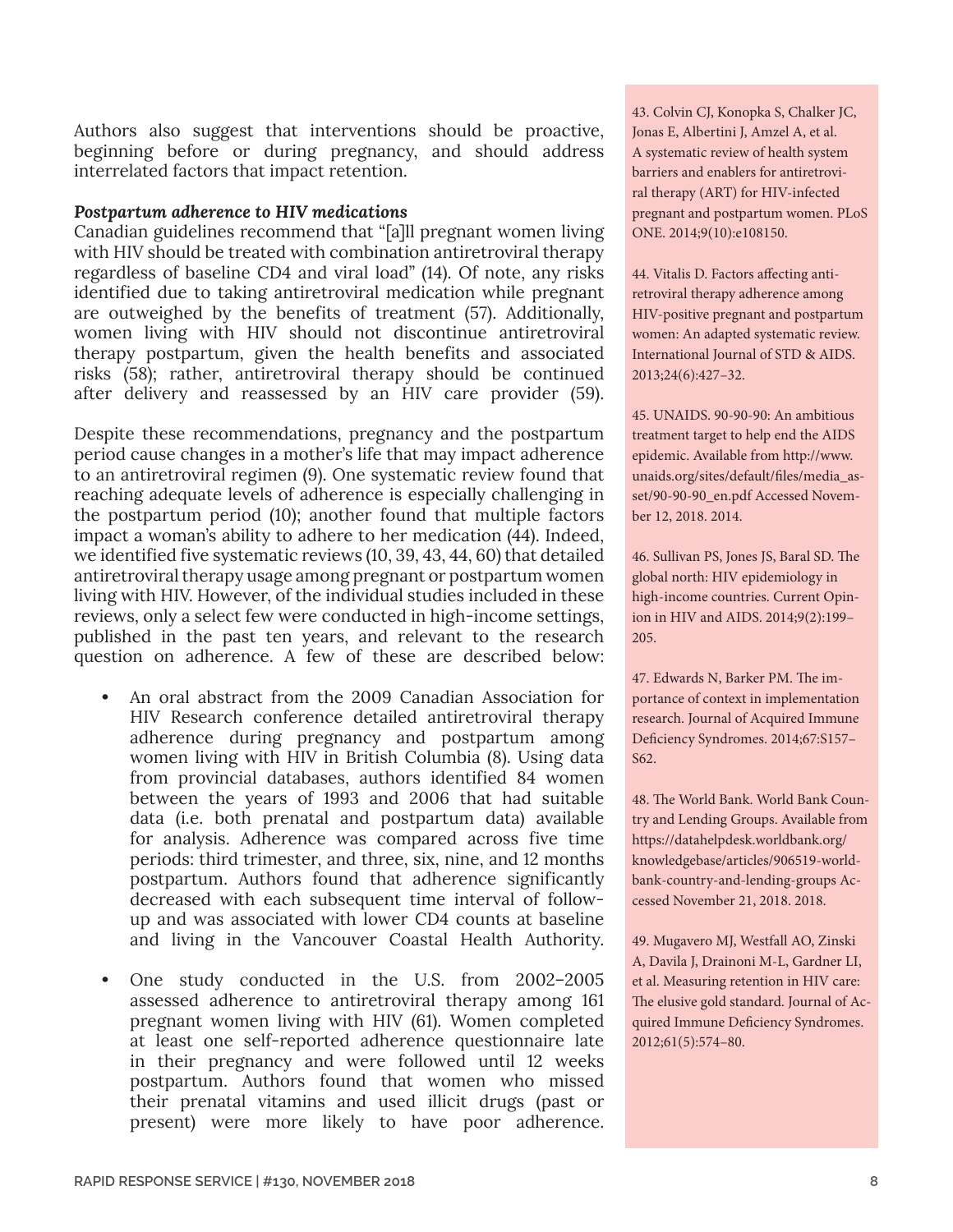Authors also suggest that interventions should be proactive, beginning before or during pregnancy, and should address interrelated factors that impact retention.

***Postpartum adherence to HIV medications***

Canadian guidelines recommend that "[a]ll pregnant women living with HIV should be treated with combination antiretroviral therapy regardless of baseline CD4 and viral load" (14). Of note, any risks identified due to taking antiretroviral medication while pregnant are outweighed by the benefits of treatment (57). Additionally, women living with HIV should not discontinue antiretroviral therapy postpartum, given the health benefits and associated risks (58); rather, antiretroviral therapy should be continued after delivery and reassessed by an HIV care provider (59).

Despite these recommendations, pregnancy and the postpartum period cause changes in a mother's life that may impact adherence to an antiretroviral regimen (9). One systematic review found that reaching adequate levels of adherence is especially challenging in the postpartum period (10); another found that multiple factors impact a woman's ability to adhere to her medication (44). Indeed, we identified five systematic reviews (10, 39, 43, 44, 60) that detailed antiretroviral therapy usage among pregnant or postpartum women living with HIV. However, of the individual studies included in these reviews, only a select few were conducted in high-income settings, published in the past ten years, and relevant to the research question on adherence. A few of these are described below:

- An oral abstract from the 2009 Canadian Association for HIV Research conference detailed antiretroviral therapy adherence during pregnancy and postpartum among women living with HIV in British Columbia (8). Using data from provincial databases, authors identified 84 women between the years of 1993 and 2006 that had suitable data (i.e. both prenatal and postpartum data) available for analysis. Adherence was compared across five time periods: third trimester, and three, six, nine, and 12 months postpartum. Authors found that adherence significantly decreased with each subsequent time interval of follow-up and was associated with lower CD4 counts at baseline and living in the Vancouver Coastal Health Authority.
- One study conducted in the U.S. from 2002–2005 assessed adherence to antiretroviral therapy among 161 pregnant women living with HIV (61). Women completed at least one self-reported adherence questionnaire late in their pregnancy and were followed until 12 weeks postpartum. Authors found that women who missed their prenatal vitamins and used illicit drugs (past or present) were more likely to have poor adherence.

43. Colvin CJ, Konopka S, Chalker JC, Jonas E, Albertini J, Amzel A, et al. A systematic review of health system barriers and enablers for antiretroviral therapy (ART) for HIV-infected pregnant and postpartum women. PLoS ONE. 2014;9(10):e108150.

44. Vitalis D. Factors affecting antiretroviral therapy adherence among HIV-positive pregnant and postpartum women: An adapted systematic review. International Journal of STD & AIDS. 2013;24(6):427–32.

45. UNAIDS. 90-90-90: An ambitious treatment target to help end the AIDS epidemic. Available from http://www.unaids.org/sites/default/files/media_asset/90-90-90_en.pdf Accessed November 12, 2018. 2014.

46. Sullivan PS, Jones JS, Baral SD. The global north: HIV epidemiology in high-income countries. Current Opinion in HIV and AIDS. 2014;9(2):199–205.

47. Edwards N, Barker PM. The importance of context in implementation research. Journal of Acquired Immune Deficiency Syndromes. 2014;67:S157–S62.

48. The World Bank. World Bank Country and Lending Groups. Available from https://datahelpdesk.worldbank.org/knowledgebase/articles/906519-world-bank-country-and-lending-groups Accessed November 21, 2018. 2018.

49. Mugavero MJ, Westfall AO, Zinski A, Davila J, Drainoni M-L, Gardner LI, et al. Measuring retention in HIV care: The elusive gold standard. Journal of Acquired Immune Deficiency Syndromes. 2012;61(5):574–80.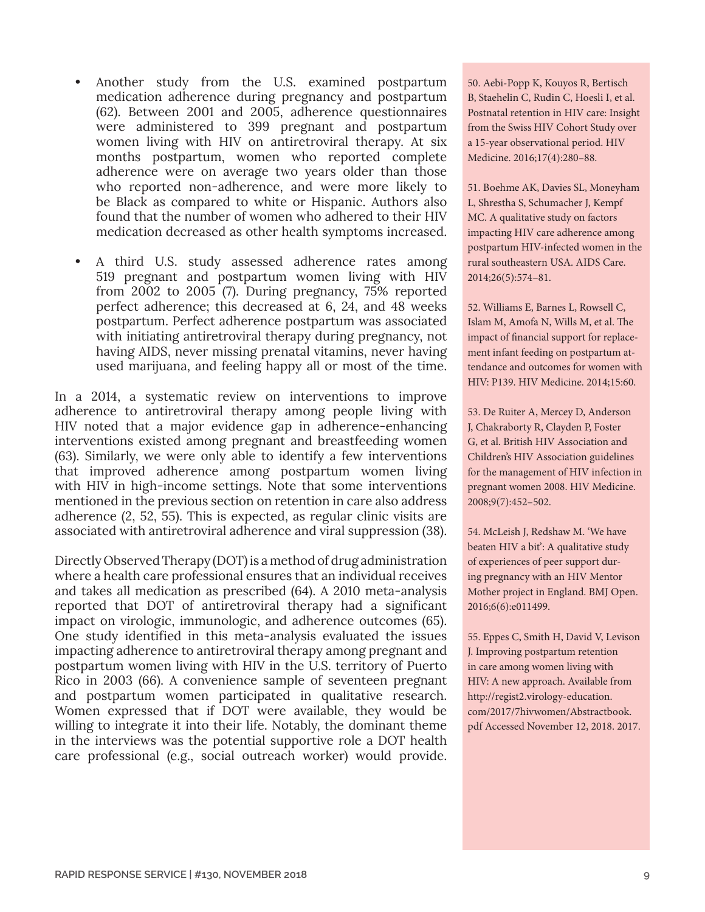- Another study from the U.S. examined postpartum medication adherence during pregnancy and postpartum (62). Between 2001 and 2005, adherence questionnaires were administered to 399 pregnant and postpartum women living with HIV on antiretroviral therapy. At six months postpartum, women who reported complete adherence were on average two years older than those who reported non-adherence, and were more likely to be Black as compared to white or Hispanic. Authors also found that the number of women who adhered to their HIV medication decreased as other health symptoms increased.

- A third U.S. study assessed adherence rates among 519 pregnant and postpartum women living with HIV from 2002 to 2005 (7). During pregnancy, 75% reported perfect adherence; this decreased at 6, 24, and 48 weeks postpartum. Perfect adherence postpartum was associated with initiating antiretroviral therapy during pregnancy, not having AIDS, never missing prenatal vitamins, never having used marijuana, and feeling happy all or most of the time.

In a 2014, a systematic review on interventions to improve adherence to antiretroviral therapy among people living with HIV noted that a major evidence gap in adherence-enhancing interventions existed among pregnant and breastfeeding women (63). Similarly, we were only able to identify a few interventions that improved adherence among postpartum women living with HIV in high-income settings. Note that some interventions mentioned in the previous section on retention in care also address adherence (2, 52, 55). This is expected, as regular clinic visits are associated with antiretroviral adherence and viral suppression (38).

Directly Observed Therapy (DOT) is a method of drug administration where a health care professional ensures that an individual receives and takes all medication as prescribed (64). A 2010 meta-analysis reported that DOT of antiretroviral therapy had a significant impact on virologic, immunologic, and adherence outcomes (65). One study identified in this meta-analysis evaluated the issues impacting adherence to antiretroviral therapy among pregnant and postpartum women living with HIV in the U.S. territory of Puerto Rico in 2003 (66). A convenience sample of seventeen pregnant and postpartum women participated in qualitative research. Women expressed that if DOT were available, they would be willing to integrate it into their life. Notably, the dominant theme in the interviews was the potential supportive role a DOT health care professional (e.g., social outreach worker) would provide.

50. Aebi-Popp K, Kouyos R, Bertisch B, Staehelin C, Rudin C, Hoesli I, et al. Postnatal retention in HIV care: Insight from the Swiss HIV Cohort Study over a 15-year observational period. HIV Medicine. 2016;17(4):280–88.

51. Boehme AK, Davies SL, Moneyham L, Shrestha S, Schumacher J, Kempf MC. A qualitative study on factors impacting HIV care adherence among postpartum HIV-infected women in the rural southeastern USA. AIDS Care. 2014;26(5):574–81.

52. Williams E, Barnes L, Rowsell C, Islam M, Amofa N, Wills M, et al. The impact of financial support for replacement infant feeding on postpartum attendance and outcomes for women with HIV: P139. HIV Medicine. 2014;15:60.

53. De Ruiter A, Mercey D, Anderson J, Chakraborty R, Clayden P, Foster G, et al. British HIV Association and Children's HIV Association guidelines for the management of HIV infection in pregnant women 2008. HIV Medicine. 2008;9(7):452–502.

54. McLeish J, Redshaw M. 'We have beaten HIV a bit': A qualitative study of experiences of peer support during pregnancy with an HIV Mentor Mother project in England. BMJ Open. 2016;6(6):e011499.

55. Eppes C, Smith H, David V, Levison J. Improving postpartum retention in care among women living with HIV: A new approach. Available from http://regist2.virology-education.com/2017/7hivwomen/Abstractbook.pdf Accessed November 12, 2018. 2017.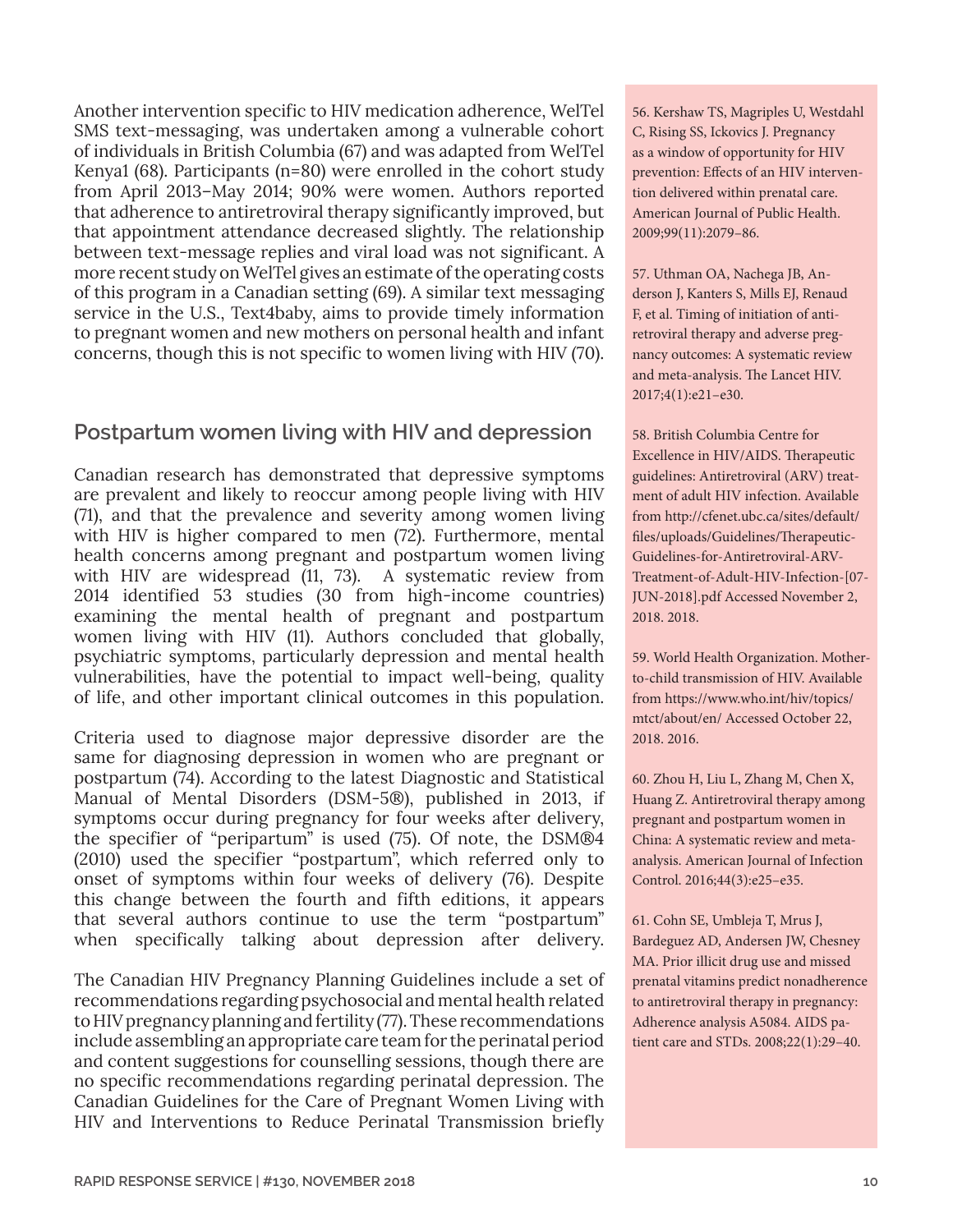Another intervention specific to HIV medication adherence, WelTel SMS text-messaging, was undertaken among a vulnerable cohort of individuals in British Columbia (67) and was adapted from WelTel Kenya1 (68). Participants (n=80) were enrolled in the cohort study from April 2013–May 2014; 90% were women. Authors reported that adherence to antiretroviral therapy significantly improved, but that appointment attendance decreased slightly. The relationship between text-message replies and viral load was not significant. A more recent study on WelTel gives an estimate of the operating costs of this program in a Canadian setting (69). A similar text messaging service in the U.S., Text4baby, aims to provide timely information to pregnant women and new mothers on personal health and infant concerns, though this is not specific to women living with HIV (70).

## Postpartum women living with HIV and depression

Canadian research has demonstrated that depressive symptoms are prevalent and likely to reoccur among people living with HIV (71), and that the prevalence and severity among women living with HIV is higher compared to men (72). Furthermore, mental health concerns among pregnant and postpartum women living with HIV are widespread (11, 73). A systematic review from 2014 identified 53 studies (30 from high-income countries) examining the mental health of pregnant and postpartum women living with HIV (11). Authors concluded that globally, psychiatric symptoms, particularly depression and mental health vulnerabilities, have the potential to impact well-being, quality of life, and other important clinical outcomes in this population.

Criteria used to diagnose major depressive disorder are the same for diagnosing depression in women who are pregnant or postpartum (74). According to the latest Diagnostic and Statistical Manual of Mental Disorders (DSM-5®), published in 2013, if symptoms occur during pregnancy for four weeks after delivery, the specifier of "peripartum" is used (75). Of note, the DSM®4 (2010) used the specifier "postpartum", which referred only to onset of symptoms within four weeks of delivery (76). Despite this change between the fourth and fifth editions, it appears that several authors continue to use the term "postpartum" when specifically talking about depression after delivery.

The Canadian HIV Pregnancy Planning Guidelines include a set of recommendations regarding psychosocial and mental health related to HIV pregnancy planning and fertility (77). These recommendations include assembling an appropriate care team for the perinatal period and content suggestions for counselling sessions, though there are no specific recommendations regarding perinatal depression. The Canadian Guidelines for the Care of Pregnant Women Living with HIV and Interventions to Reduce Perinatal Transmission briefly

56. Kershaw TS, Magriples U, Westdahl C, Rising SS, Ickovics J. Pregnancy as a window of opportunity for HIV prevention: Effects of an HIV intervention delivered within prenatal care. American Journal of Public Health. 2009;99(11):2079–86.

57. Uthman OA, Nachega JB, Anderson J, Kanters S, Mills EJ, Renaud F, et al. Timing of initiation of antiretroviral therapy and adverse pregnancy outcomes: A systematic review and meta-analysis. The Lancet HIV. 2017;4(1):e21–e30.

58. British Columbia Centre for Excellence in HIV/AIDS. Therapeutic guidelines: Antiretroviral (ARV) treatment of adult HIV infection. Available from http://cfenet.ubc.ca/sites/default/files/uploads/Guidelines/Therapeutic-Guidelines-for-Antiretroviral-ARV-Treatment-of-Adult-HIV-Infection-[07-JUN-2018].pdf Accessed November 2, 2018. 2018.

59. World Health Organization. Mother-to-child transmission of HIV. Available from https://www.who.int/hiv/topics/mtct/about/en/ Accessed October 22, 2018. 2016.

60. Zhou H, Liu L, Zhang M, Chen X, Huang Z. Antiretroviral therapy among pregnant and postpartum women in China: A systematic review and meta-analysis. American Journal of Infection Control. 2016;44(3):e25–e35.

61. Cohn SE, Umbleja T, Mrus J, Bardeguez AD, Andersen JW, Chesney MA. Prior illicit drug use and missed prenatal vitamins predict nonadherence to antiretroviral therapy in pregnancy: Adherence analysis A5084. AIDS patient care and STDs. 2008;22(1):29–40.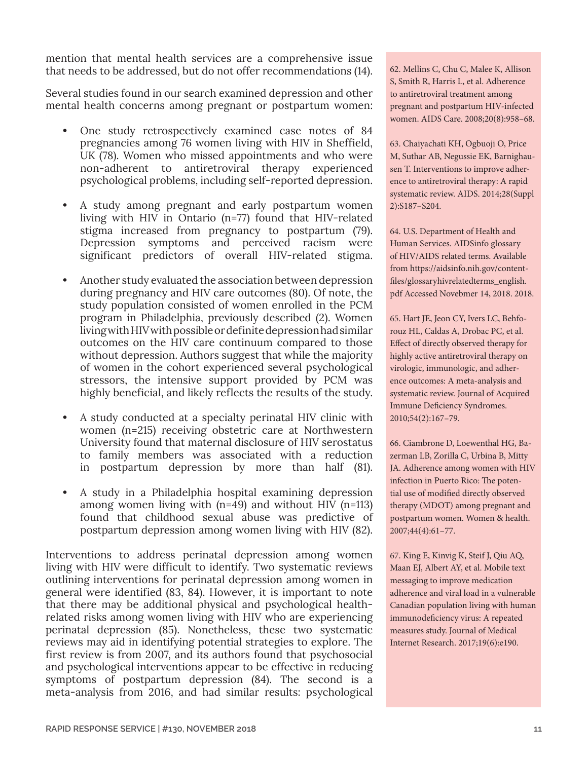mention that mental health services are a comprehensive issue that needs to be addressed, but do not offer recommendations (14).

Several studies found in our search examined depression and other mental health concerns among pregnant or postpartum women:

- One study retrospectively examined case notes of 84 pregnancies among 76 women living with HIV in Sheffield, UK (78). Women who missed appointments and who were non-adherent to antiretroviral therapy experienced psychological problems, including self-reported depression.
- A study among pregnant and early postpartum women living with HIV in Ontario (n=77) found that HIV-related stigma increased from pregnancy to postpartum (79). Depression symptoms and perceived racism were significant predictors of overall HIV-related stigma.
- Another study evaluated the association between depression during pregnancy and HIV care outcomes (80). Of note, the study population consisted of women enrolled in the PCM program in Philadelphia, previously described (2). Women living with HIV with possible or definite depression had similar outcomes on the HIV care continuum compared to those without depression. Authors suggest that while the majority of women in the cohort experienced several psychological stressors, the intensive support provided by PCM was highly beneficial, and likely reflects the results of the study.
- A study conducted at a specialty perinatal HIV clinic with women (n=215) receiving obstetric care at Northwestern University found that maternal disclosure of HIV serostatus to family members was associated with a reduction in postpartum depression by more than half (81).
- A study in a Philadelphia hospital examining depression among women living with (n=49) and without HIV (n=113) found that childhood sexual abuse was predictive of postpartum depression among women living with HIV (82).

Interventions to address perinatal depression among women living with HIV were difficult to identify. Two systematic reviews outlining interventions for perinatal depression among women in general were identified (83, 84). However, it is important to note that there may be additional physical and psychological health-related risks among women living with HIV who are experiencing perinatal depression (85). Nonetheless, these two systematic reviews may aid in identifying potential strategies to explore. The first review is from 2007, and its authors found that psychosocial and psychological interventions appear to be effective in reducing symptoms of postpartum depression (84). The second is a meta-analysis from 2016, and had similar results: psychological

62. Mellins C, Chu C, Malee K, Allison S, Smith R, Harris L, et al. Adherence to antiretroviral treatment among pregnant and postpartum HIV-infected women. AIDS Care. 2008;20(8):958–68.

63. Chaiyachati KH, Ogbuoji O, Price M, Suthar AB, Negussie EK, Barnighausen T. Interventions to improve adherence to antiretroviral therapy: A rapid systematic review. AIDS. 2014;28(Suppl 2):S187–S204.

64. U.S. Department of Health and Human Services. AIDSinfo glossary of HIV/AIDS related terms. Available from https://aidsinfo.nih.gov/contentfiles/glossaryhivrelatedterms_english.pdf Accessed Novebmer 14, 2018. 2018.

65. Hart JE, Jeon CY, Ivers LC, Behforouz HL, Caldas A, Drobac PC, et al. Effect of directly observed therapy for highly active antiretroviral therapy on virologic, immunologic, and adherence outcomes: A meta-analysis and systematic review. Journal of Acquired Immune Deficiency Syndromes. 2010;54(2):167–79.

66. Ciambrone D, Loewenthal HG, Bazerman LB, Zorilla C, Urbina B, Mitty JA. Adherence among women with HIV infection in Puerto Rico: The potential use of modified directly observed therapy (MDOT) among pregnant and postpartum women. Women & health. 2007;44(4):61–77.

67. King E, Kinvig K, Steif J, Qiu AQ, Maan EJ, Albert AY, et al. Mobile text messaging to improve medication adherence and viral load in a vulnerable Canadian population living with human immunodeficiency virus: A repeated measures study. Journal of Medical Internet Research. 2017;19(6):e190.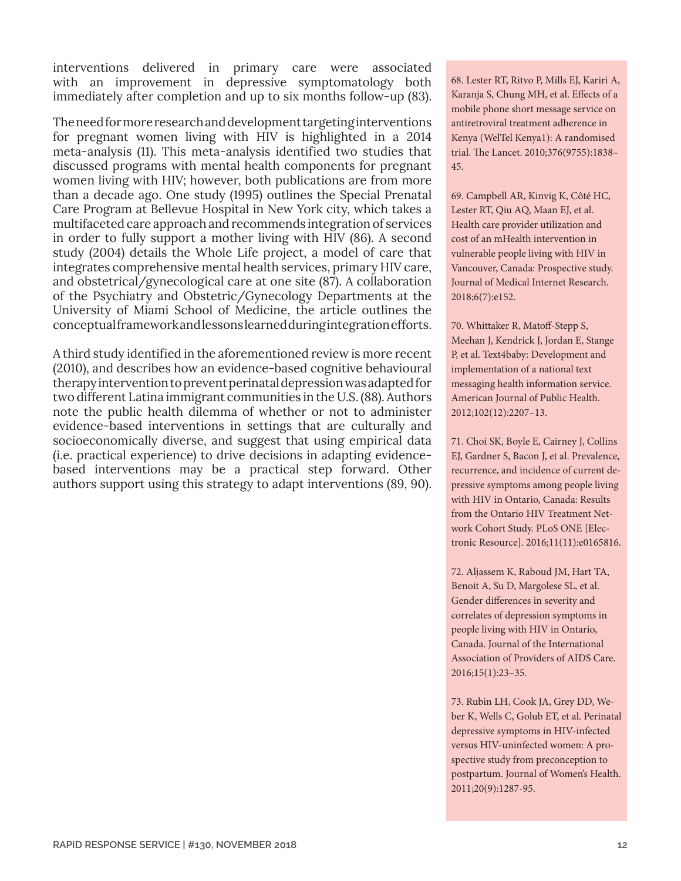interventions delivered in primary care were associated with an improvement in depressive symptomatology both immediately after completion and up to six months follow-up (83).

The need for more research and development targeting interventions for pregnant women living with HIV is highlighted in a 2014 meta-analysis (11). This meta-analysis identified two studies that discussed programs with mental health components for pregnant women living with HIV; however, both publications are from more than a decade ago. One study (1995) outlines the Special Prenatal Care Program at Bellevue Hospital in New York city, which takes a multifaceted care approach and recommends integration of services in order to fully support a mother living with HIV (86). A second study (2004) details the Whole Life project, a model of care that integrates comprehensive mental health services, primary HIV care, and obstetrical/gynecological care at one site (87). A collaboration of the Psychiatry and Obstetric/Gynecology Departments at the University of Miami School of Medicine, the article outlines the conceptual framework and lessons learned during integration efforts.

A third study identified in the aforementioned review is more recent (2010), and describes how an evidence-based cognitive behavioural therapy intervention to prevent perinatal depression was adapted for two different Latina immigrant communities in the U.S. (88). Authors note the public health dilemma of whether or not to administer evidence-based interventions in settings that are culturally and socioeconomically diverse, and suggest that using empirical data (i.e. practical experience) to drive decisions in adapting evidence-based interventions may be a practical step forward. Other authors support using this strategy to adapt interventions (89, 90).

68. Lester RT, Ritvo P, Mills EJ, Kariri A, Karanja S, Chung MH, et al. Effects of a mobile phone short message service on antiretroviral treatment adherence in Kenya (WelTel Kenya1): A randomised trial. The Lancet. 2010;376(9755):1838–45.

69. Campbell AR, Kinvig K, Côté HC, Lester RT, Qiu AQ, Maan EJ, et al. Health care provider utilization and cost of an mHealth intervention in vulnerable people living with HIV in Vancouver, Canada: Prospective study. Journal of Medical Internet Research. 2018;6(7):e152.

70. Whittaker R, Matoff-Stepp S, Meehan J, Kendrick J, Jordan E, Stange P, et al. Text4baby: Development and implementation of a national text messaging health information service. American Journal of Public Health. 2012;102(12):2207–13.

71. Choi SK, Boyle E, Cairney J, Collins EJ, Gardner S, Bacon J, et al. Prevalence, recurrence, and incidence of current depressive symptoms among people living with HIV in Ontario, Canada: Results from the Ontario HIV Treatment Network Cohort Study. PLoS ONE [Electronic Resource]. 2016;11(11):e0165816.

72. Aljassem K, Raboud JM, Hart TA, Benoit A, Su D, Margolese SL, et al. Gender differences in severity and correlates of depression symptoms in people living with HIV in Ontario, Canada. Journal of the International Association of Providers of AIDS Care. 2016;15(1):23–35.

73. Rubin LH, Cook JA, Grey DD, Weber K, Wells C, Golub ET, et al. Perinatal depressive symptoms in HIV-infected versus HIV-uninfected women: A prospective study from preconception to postpartum. Journal of Women's Health. 2011;20(9):1287-95.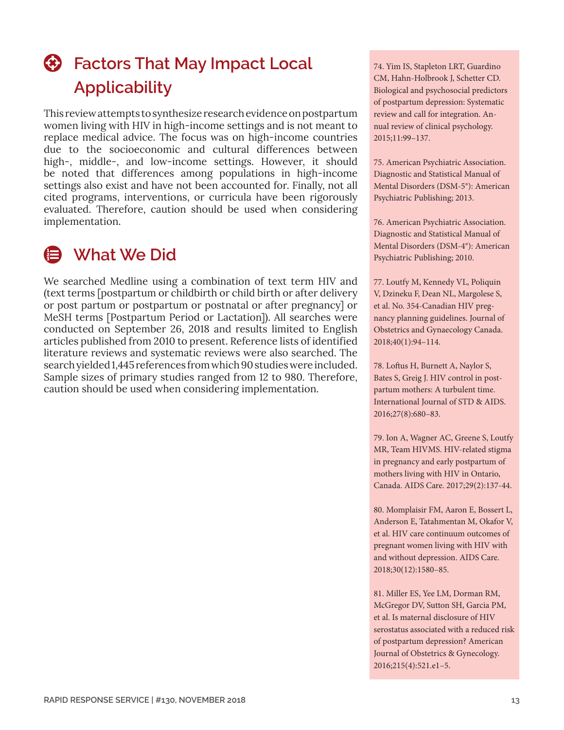## Factors That May Impact Local Applicability

This review attempts to synthesize research evidence on postpartum women living with HIV in high-income settings and is not meant to replace medical advice. The focus was on high-income countries due to the socioeconomic and cultural differences between high-, middle-, and low-income settings. However, it should be noted that differences among populations in high-income settings also exist and have not been accounted for. Finally, not all cited programs, interventions, or curricula have been rigorously evaluated. Therefore, caution should be used when considering implementation.

## What We Did

We searched Medline using a combination of text term HIV and (text terms [postpartum or childbirth or child birth or after delivery or post partum or postpartum or postnatal or after pregnancy] or MeSH terms [Postpartum Period or Lactation]). All searches were conducted on September 26, 2018 and results limited to English articles published from 2010 to present. Reference lists of identified literature reviews and systematic reviews were also searched. The search yielded 1,445 references from which 90 studies were included. Sample sizes of primary studies ranged from 12 to 980. Therefore, caution should be used when considering implementation.

74. Yim IS, Stapleton LRT, Guardino CM, Hahn-Holbrook J, Schetter CD. Biological and psychosocial predictors of postpartum depression: Systematic review and call for integration. Annual review of clinical psychology. 2015;11:99–137.

75. American Psychiatric Association. Diagnostic and Statistical Manual of Mental Disorders (DSM-5®): American Psychiatric Publishing; 2013.

76. American Psychiatric Association. Diagnostic and Statistical Manual of Mental Disorders (DSM-4®): American Psychiatric Publishing; 2010.

77. Loutfy M, Kennedy VL, Poliquin V, Dzineku F, Dean NL, Margolese S, et al. No. 354-Canadian HIV pregnancy planning guidelines. Journal of Obstetrics and Gynaecology Canada. 2018;40(1):94–114.

78. Loftus H, Burnett A, Naylor S, Bates S, Greig J. HIV control in postpartum mothers: A turbulent time. International Journal of STD & AIDS. 2016;27(8):680–83.

79. Ion A, Wagner AC, Greene S, Loutfy MR, Team HIVMS. HIV-related stigma in pregnancy and early postpartum of mothers living with HIV in Ontario, Canada. AIDS Care. 2017;29(2):137-44.

80. Momplaisir FM, Aaron E, Bossert L, Anderson E, Tatahmentan M, Okafor V, et al. HIV care continuum outcomes of pregnant women living with HIV with and without depression. AIDS Care. 2018;30(12):1580–85.

81. Miller ES, Yee LM, Dorman RM, McGregor DV, Sutton SH, Garcia PM, et al. Is maternal disclosure of HIV serostatus associated with a reduced risk of postpartum depression? American Journal of Obstetrics & Gynecology. 2016;215(4):521.e1–5.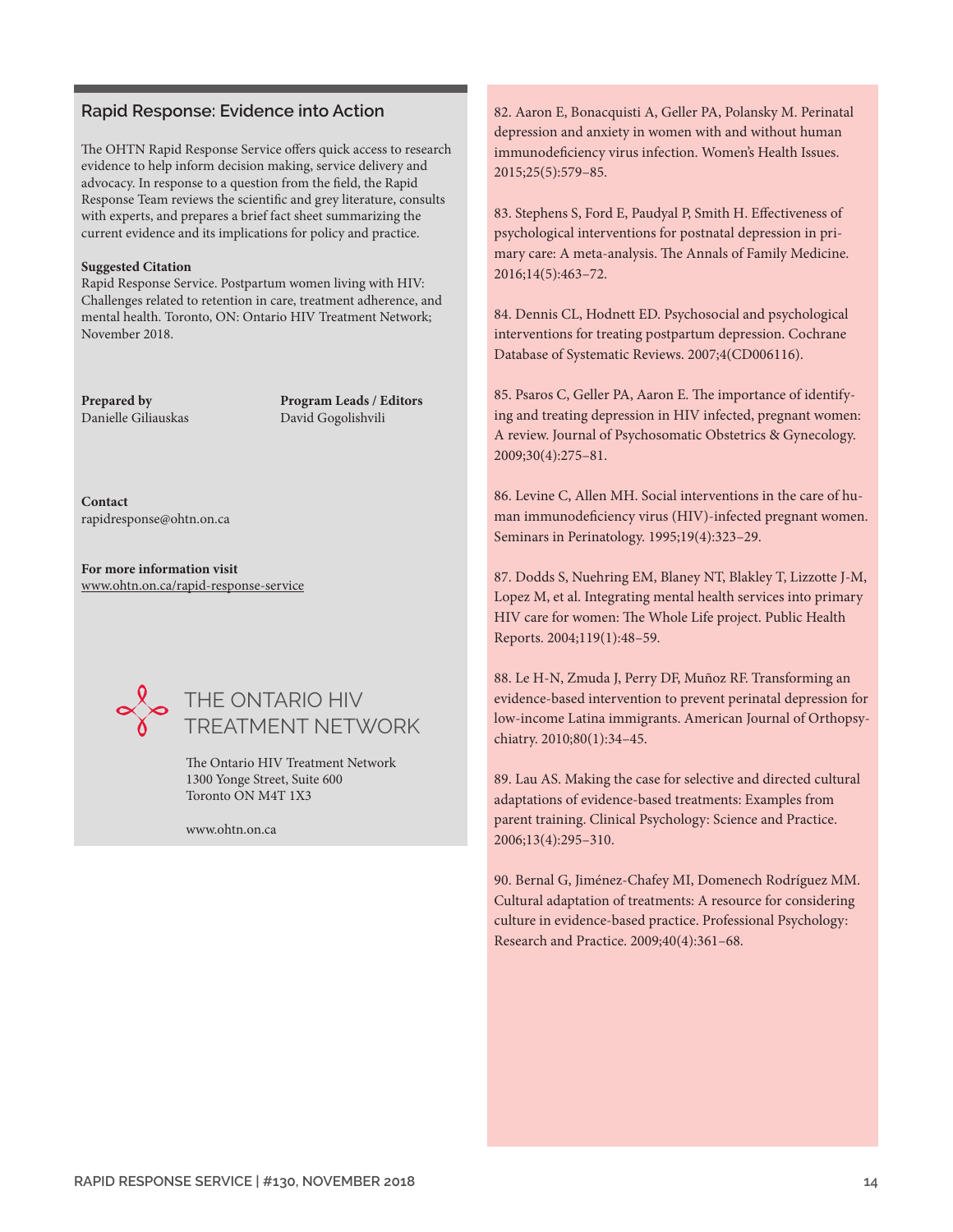## Rapid Response: Evidence into Action

The OHTN Rapid Response Service offers quick access to research evidence to help inform decision making, service delivery and advocacy. In response to a question from the field, the Rapid Response Team reviews the scientific and grey literature, consults with experts, and prepares a brief fact sheet summarizing the current evidence and its implications for policy and practice.

**Suggested Citation**
Rapid Response Service. Postpartum women living with HIV: Challenges related to retention in care, treatment adherence, and mental health. Toronto, ON: Ontario HIV Treatment Network; November 2018.

**Prepared by**
Danielle Giliauskas

**Program Leads / Editors**
David Gogolishvili

**Contact**
rapidresponse@ohtn.on.ca

**For more information visit**
www.ohtn.on.ca/rapid-response-service

THE ONTARIO HIV TREATMENT NETWORK

The Ontario HIV Treatment Network
1300 Yonge Street, Suite 600
Toronto ON M4T 1X3

www.ohtn.on.ca

82. Aaron E, Bonacquisti A, Geller PA, Polansky M. Perinatal depression and anxiety in women with and without human immunodeficiency virus infection. Women's Health Issues. 2015;25(5):579–85.

83. Stephens S, Ford E, Paudyal P, Smith H. Effectiveness of psychological interventions for postnatal depression in primary care: A meta-analysis. The Annals of Family Medicine. 2016;14(5):463–72.

84. Dennis CL, Hodnett ED. Psychosocial and psychological interventions for treating postpartum depression. Cochrane Database of Systematic Reviews. 2007;4(CD006116).

85. Psaros C, Geller PA, Aaron E. The importance of identifying and treating depression in HIV infected, pregnant women: A review. Journal of Psychosomatic Obstetrics & Gynecology. 2009;30(4):275–81.

86. Levine C, Allen MH. Social interventions in the care of human immunodeficiency virus (HIV)-infected pregnant women. Seminars in Perinatology. 1995;19(4):323–29.

87. Dodds S, Nuehring EM, Blaney NT, Blakley T, Lizzotte J-M, Lopez M, et al. Integrating mental health services into primary HIV care for women: The Whole Life project. Public Health Reports. 2004;119(1):48–59.

88. Le H-N, Zmuda J, Perry DF, Muñoz RF. Transforming an evidence-based intervention to prevent perinatal depression for low-income Latina immigrants. American Journal of Orthopsychiatry. 2010;80(1):34–45.

89. Lau AS. Making the case for selective and directed cultural adaptations of evidence-based treatments: Examples from parent training. Clinical Psychology: Science and Practice. 2006;13(4):295–310.

90. Bernal G, Jiménez-Chafey MI, Domenech Rodríguez MM. Cultural adaptation of treatments: A resource for considering culture in evidence-based practice. Professional Psychology: Research and Practice. 2009;40(4):361–68.